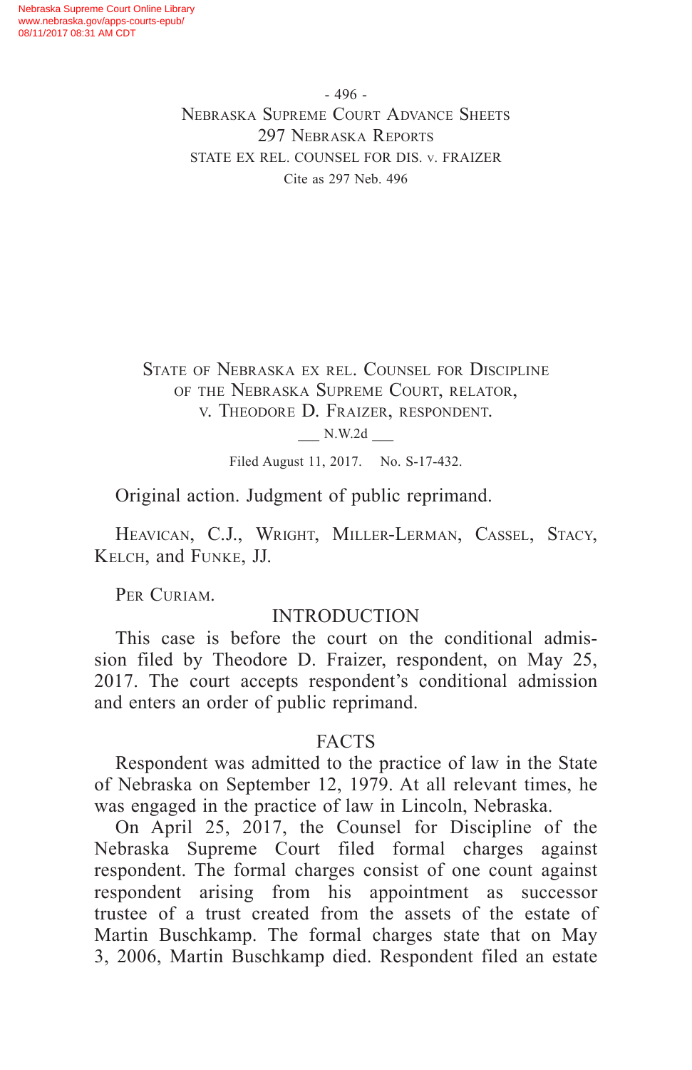State of Nebraska ex rel. Counsel for Discipline of the Nebraska Supreme Court, relator, v. Theodore D. Fraizer, respondent.

\_\_\_ N.W.2d \_\_\_

Filed August 11, 2017. No. S-17-432.

Original action. Judgment of public reprimand.

Heavican, C.J., Wright, Miller-Lerman, Cassel, Stacy, Kelch, and Funke, JJ.

Per Curiam.

## INTRODUCTION

This case is before the court on the conditional admission filed by Theodore D. Fraizer, respondent, on May 25, 2017. The court accepts respondent's conditional admission and enters an order of public reprimand.

## FACTS

Respondent was admitted to the practice of law in the State of Nebraska on September 12, 1979. At all relevant times, he was engaged in the practice of law in Lincoln, Nebraska.

On April 25, 2017, the Counsel for Discipline of the Nebraska Supreme Court filed formal charges against respondent. The formal charges consist of one count against respondent arising from his appointment as successor trustee of a trust created from the assets of the estate of Martin Buschkamp. The formal charges state that on May 3, 2006, Martin Buschkamp died. Respondent filed an estate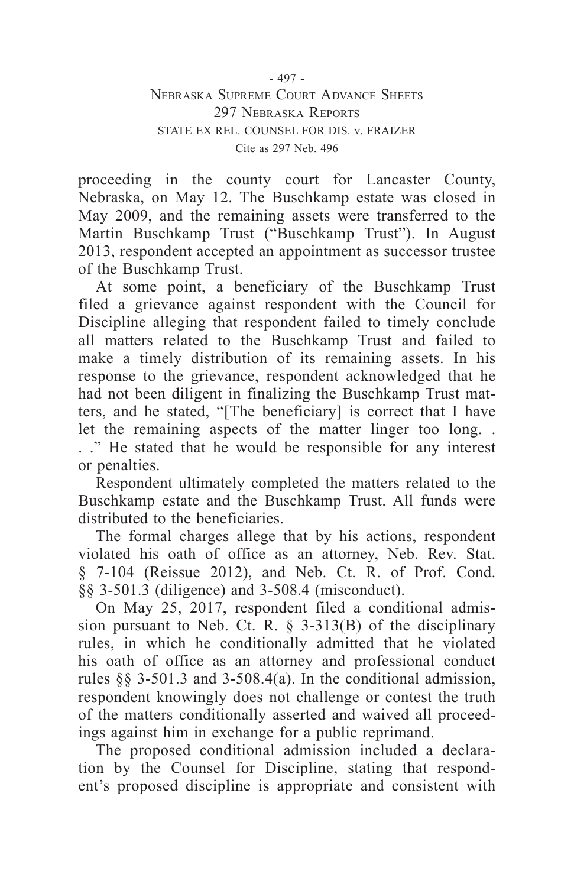proceeding in the county court for Lancaster County, Nebraska, on May 12. The Buschkamp estate was closed in May 2009, and the remaining assets were transferred to the Martin Buschkamp Trust ("Buschkamp Trust"). In August 2013, respondent accepted an appointment as successor trustee of the Buschkamp Trust.

At some point, a beneficiary of the Buschkamp Trust filed a grievance against respondent with the Council for Discipline alleging that respondent failed to timely conclude all matters related to the Buschkamp Trust and failed to make a timely distribution of its remaining assets. In his response to the grievance, respondent acknowledged that he had not been diligent in finalizing the Buschkamp Trust matters, and he stated, "[The beneficiary] is correct that I have let the remaining aspects of the matter linger too long. . . ." He stated that he would be responsible for any interest or penalties.

Respondent ultimately completed the matters related to the Buschkamp estate and the Buschkamp Trust. All funds were distributed to the beneficiaries.

The formal charges allege that by his actions, respondent violated his oath of office as an attorney, Neb. Rev. Stat. § 7-104 (Reissue 2012), and Neb. Ct. R. of Prof. Cond. §§ 3-501.3 (diligence) and 3-508.4 (misconduct).

On May 25, 2017, respondent filed a conditional admission pursuant to Neb. Ct. R. § 3-313(B) of the disciplinary rules, in which he conditionally admitted that he violated his oath of office as an attorney and professional conduct rules §§ 3-501.3 and 3-508.4(a). In the conditional admission, respondent knowingly does not challenge or contest the truth of the matters conditionally asserted and waived all proceedings against him in exchange for a public reprimand.

The proposed conditional admission included a declaration by the Counsel for Discipline, stating that respondent's proposed discipline is appropriate and consistent with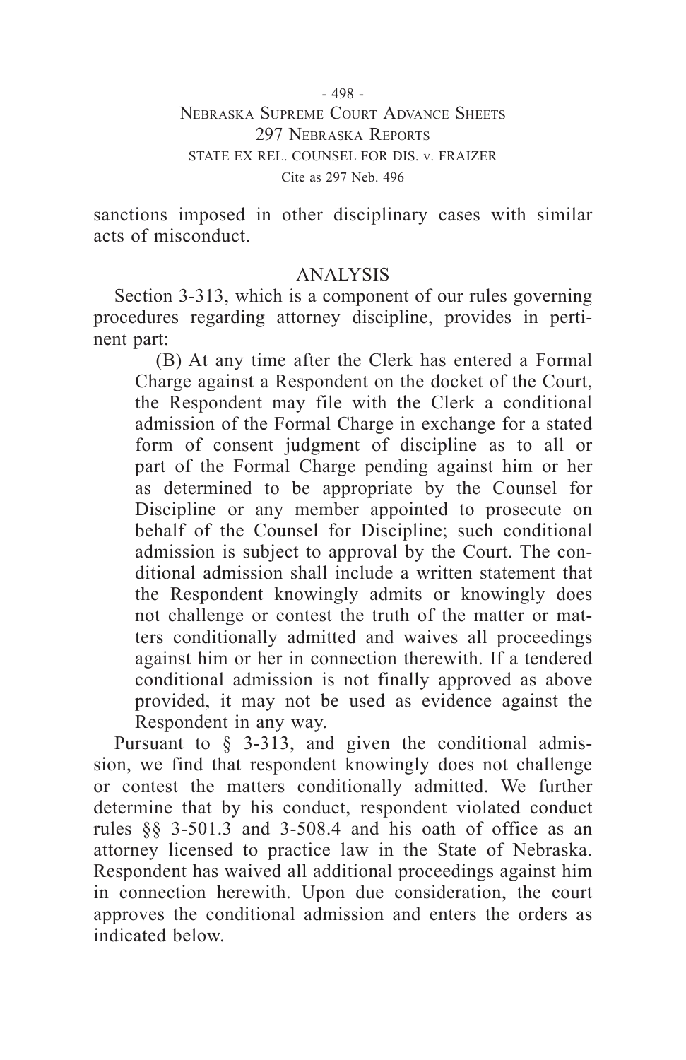sanctions imposed in other disciplinary cases with similar acts of misconduct.

## ANALYSIS

Section 3-313, which is a component of our rules governing procedures regarding attorney discipline, provides in pertinent part:

> (B) At any time after the Clerk has entered a Formal Charge against a Respondent on the docket of the Court, the Respondent may file with the Clerk a conditional admission of the Formal Charge in exchange for a stated form of consent judgment of discipline as to all or part of the Formal Charge pending against him or her as determined to be appropriate by the Counsel for Discipline or any member appointed to prosecute on behalf of the Counsel for Discipline; such conditional admission is subject to approval by the Court. The conditional admission shall include a written statement that the Respondent knowingly admits or knowingly does not challenge or contest the truth of the matter or matters conditionally admitted and waives all proceedings against him or her in connection therewith. If a tendered conditional admission is not finally approved as above provided, it may not be used as evidence against the Respondent in any way.

Pursuant to § 3-313, and given the conditional admission, we find that respondent knowingly does not challenge or contest the matters conditionally admitted. We further determine that by his conduct, respondent violated conduct rules §§ 3-501.3 and 3-508.4 and his oath of office as an attorney licensed to practice law in the State of Nebraska. Respondent has waived all additional proceedings against him in connection herewith. Upon due consideration, the court approves the conditional admission and enters the orders as indicated below.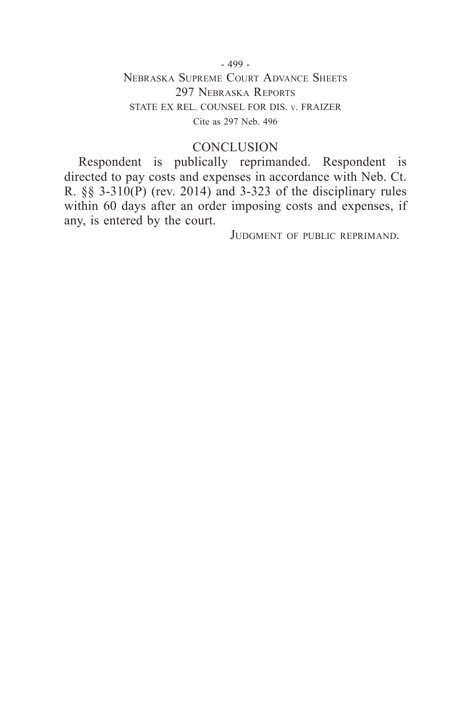## CONCLUSION

Respondent is publically reprimanded. Respondent is directed to pay costs and expenses in accordance with Neb. Ct. R. §§ 3-310(P) (rev. 2014) and 3-323 of the disciplinary rules within 60 days after an order imposing costs and expenses, if any, is entered by the court.

Judgment of public reprimand.